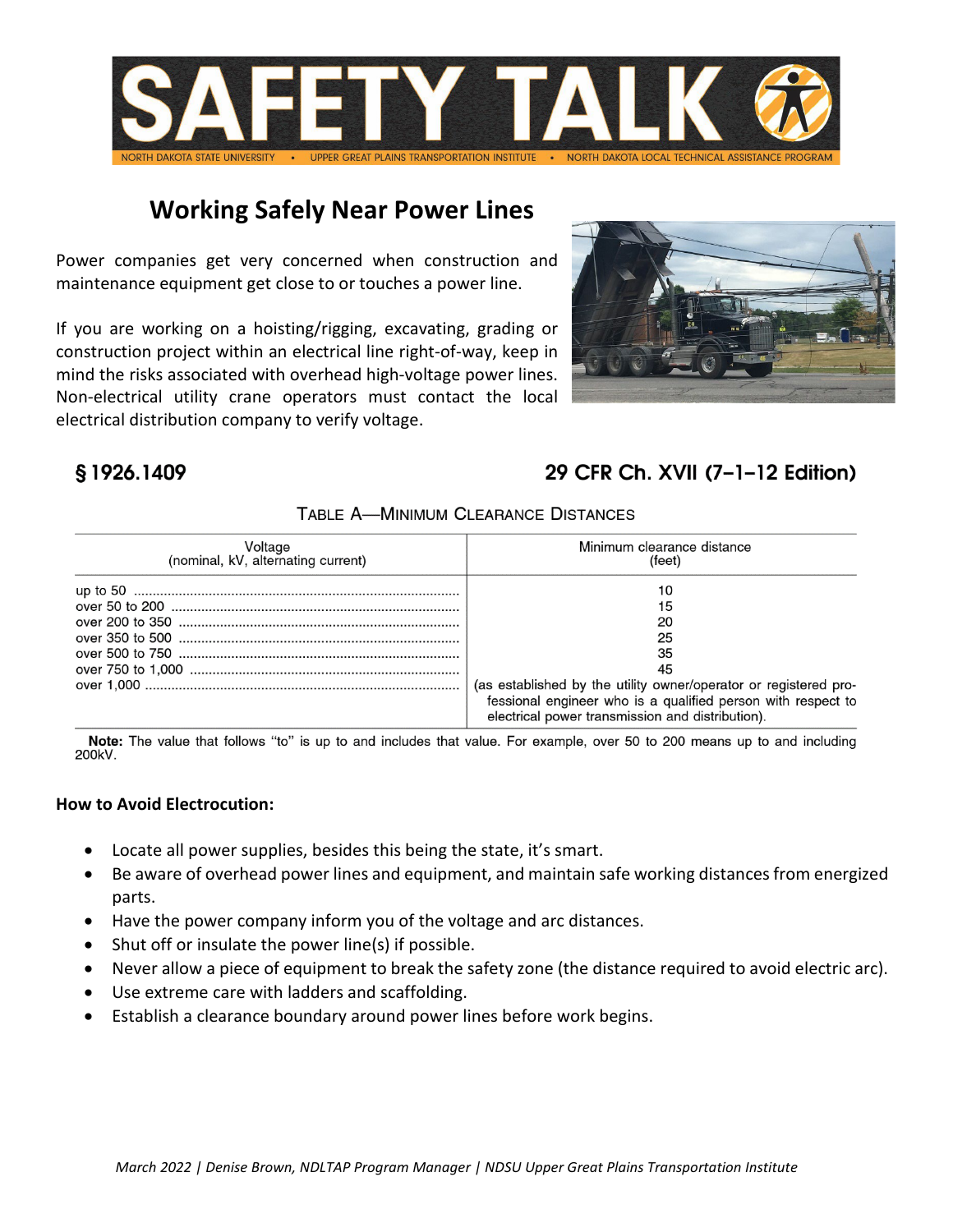# SAFETY TALK

NORTH DAKOTA STATE UNIVERSITY • UPPER GREAT PLAINS TRANSPORTATION INSTITUTE • NORTH DAKOTA LOCAL TECHNICAL ASSISTANCE PROGRAM

## Working Safely Near Power Lines

Power companies get very concerned when construction and maintenance equipment get close to or touches a power line.

If you are working on a hoisting/rigging, excavating, grading or construction project within an electrical line right-of-way, keep in mind the risks associated with overhead high-voltage power lines. Non-electrical utility crane operators must contact the local electrical distribution company to verify voltage.

**§ 1926.1409** **29 CFR Ch. XVII (7–1–12 Edition)**

TABLE A—MINIMUM CLEARANCE DISTANCES

| Voltage (nominal, kV, alternating current) | Minimum clearance distance (feet) |
|---|---|
| up to 50 | 10 |
| over 50 to 200 | 15 |
| over 200 to 350 | 20 |
| over 350 to 500 | 25 |
| over 500 to 750 | 35 |
| over 750 to 1,000 | 45 |
| over 1,000 | (as established by the utility owner/operator or registered professional engineer who is a qualified person with respect to electrical power transmission and distribution). |

**Note:** The value that follows "to" is up to and includes that value. For example, over 50 to 200 means up to and including 200kV.

**How to Avoid Electrocution:**

- Locate all power supplies, besides this being the state, it's smart.
- Be aware of overhead power lines and equipment, and maintain safe working distances from energized parts.
- Have the power company inform you of the voltage and arc distances.
- Shut off or insulate the power line(s) if possible.
- Never allow a piece of equipment to break the safety zone (the distance required to avoid electric arc).
- Use extreme care with ladders and scaffolding.
- Establish a clearance boundary around power lines before work begins.

*March 2022 | Denise Brown, NDLTAP Program Manager | NDSU Upper Great Plains Transportation Institute*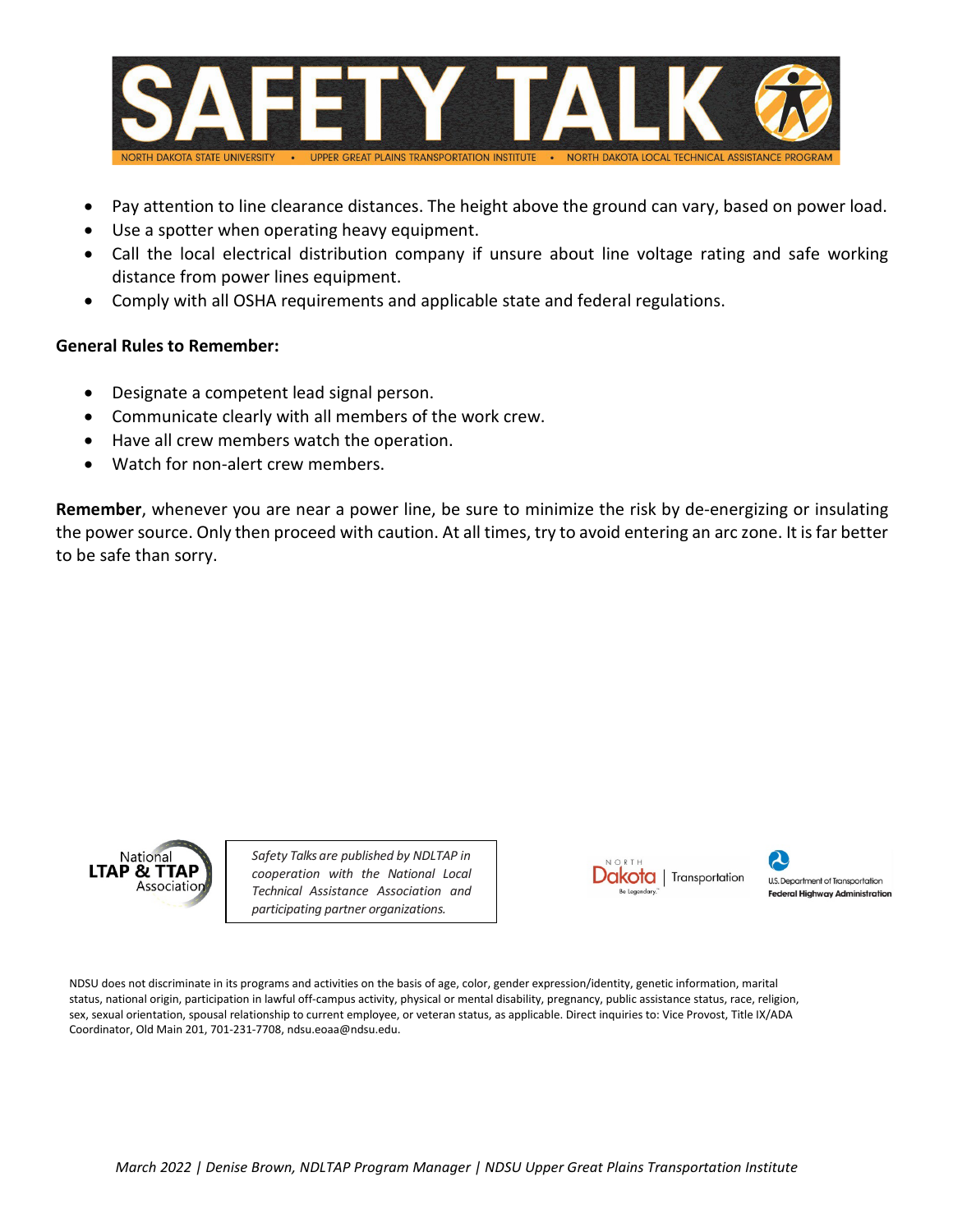- Pay attention to line clearance distances. The height above the ground can vary, based on power load.
- Use a spotter when operating heavy equipment.
- Call the local electrical distribution company if unsure about line voltage rating and safe working distance from power lines equipment.
- Comply with all OSHA requirements and applicable state and federal regulations.

**General Rules to Remember:**

- Designate a competent lead signal person.
- Communicate clearly with all members of the work crew.
- Have all crew members watch the operation.
- Watch for non-alert crew members.

**Remember**, whenever you are near a power line, be sure to minimize the risk by de-energizing or insulating the power source. Only then proceed with caution. At all times, try to avoid entering an arc zone. It is far better to be safe than sorry.

*Safety Talks are published by NDLTAP in cooperation with the National Local Technical Assistance Association and participating partner organizations.*

NDSU does not discriminate in its programs and activities on the basis of age, color, gender expression/identity, genetic information, marital status, national origin, participation in lawful off-campus activity, physical or mental disability, pregnancy, public assistance status, race, religion, sex, sexual orientation, spousal relationship to current employee, or veteran status, as applicable. Direct inquiries to: Vice Provost, Title IX/ADA Coordinator, Old Main 201, 701-231-7708, ndsu.eoaa@ndsu.edu.

*March 2022 | Denise Brown, NDLTAP Program Manager | NDSU Upper Great Plains Transportation Institute*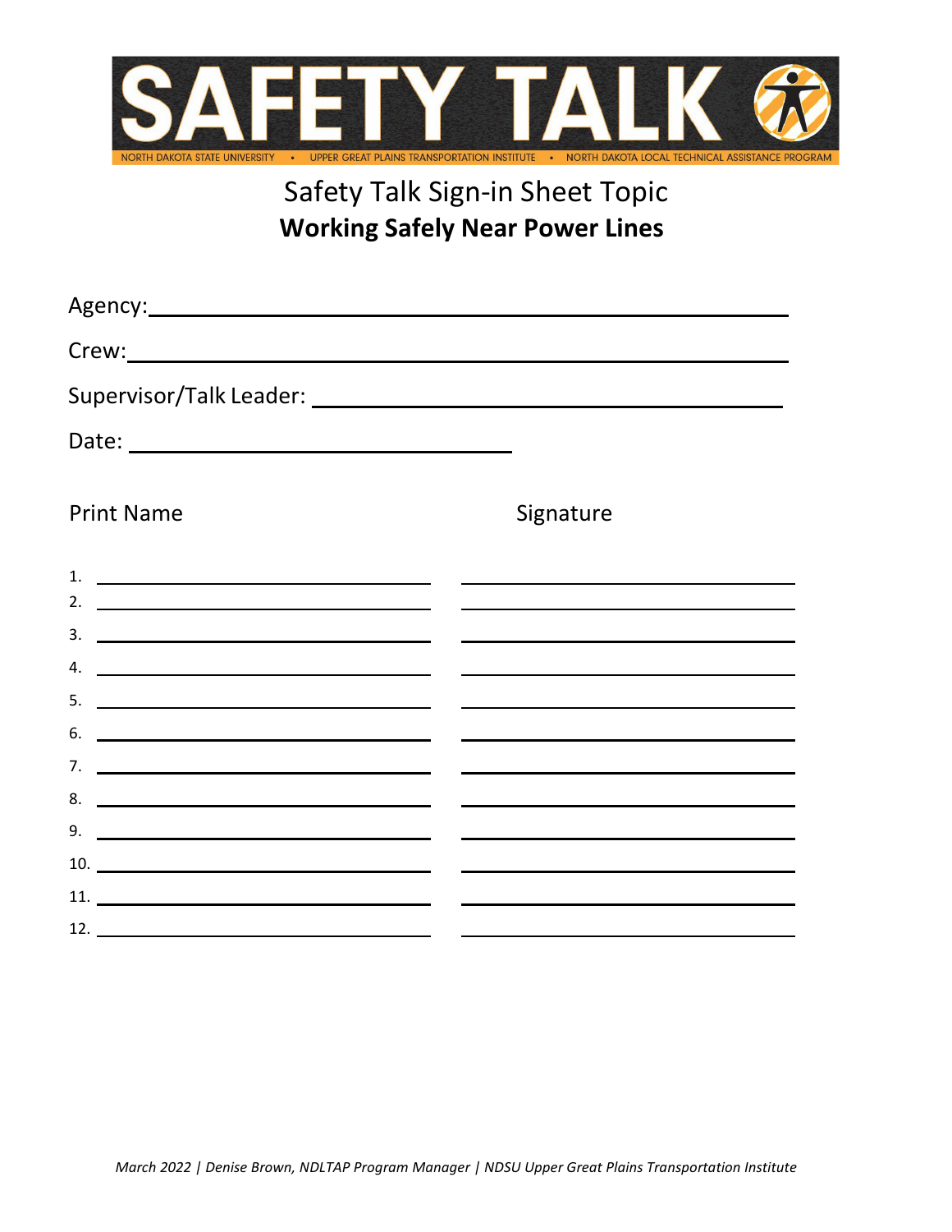# SAFETY TALK

NORTH DAKOTA STATE UNIVERSITY • UPPER GREAT PLAINS TRANSPORTATION INSTITUTE • NORTH DAKOTA LOCAL TECHNICAL ASSISTANCE PROGRAM

## Safety Talk Sign-in Sheet Topic

## **Working Safely Near Power Lines**

Agency: ________________________________________________

Crew: ________________________________________________

Supervisor/Talk Leader: ________________________________________

Date: ____________________________

| Print Name | Signature |
|---|---|
| 1. | |
| 2. | |
| 3. | |
| 4. | |
| 5. | |
| 6. | |
| 7. | |
| 8. | |
| 9. | |
| 10. | |
| 11. | |
| 12. | |

*March 2022 | Denise Brown, NDLTAP Program Manager | NDSU Upper Great Plains Transportation Institute*